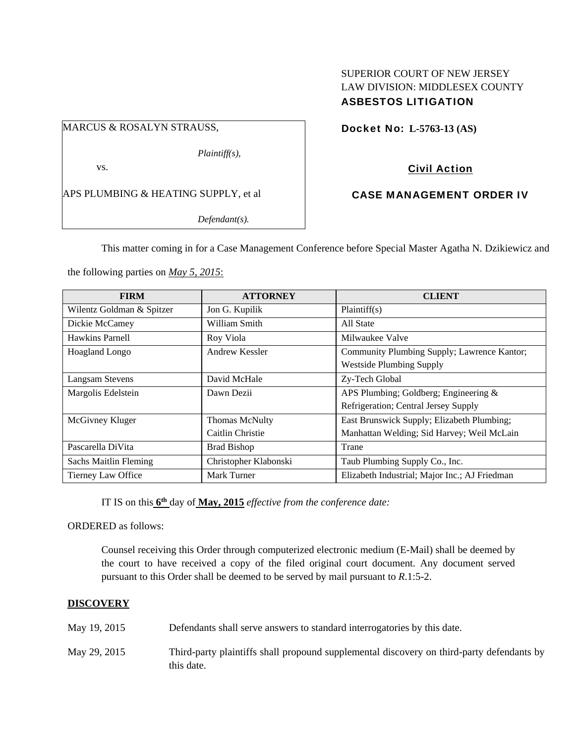SUPERIOR COURT OF NEW JERSEY
LAW DIVISION: MIDDLESEX COUNTY
**ASBESTOS LITIGATION**

MARCUS & ROSALYN STRAUSS,

*Plaintiff(s),*

vs.

APS PLUMBING & HEATING SUPPLY, et al

*Defendant(s).*

**Docket No: L-5763-13 (AS)**

**Civil Action**

**CASE MANAGEMENT ORDER IV**

This matter coming in for a Case Management Conference before Special Master Agatha N. Dzikiewicz and the following parties on ***May 5, 2015***:

| FIRM | ATTORNEY | CLIENT |
|---|---|---|
| Wilentz Goldman & Spitzer | Jon G. Kupilik | Plaintiff(s) |
| Dickie McCamey | William Smith | All State |
| Hawkins Parnell | Roy Viola | Milwaukee Valve |
| Hoagland Longo | Andrew Kessler | Community Plumbing Supply; Lawrence Kantor; Westside Plumbing Supply |
| Langsam Stevens | David McHale | Zy-Tech Global |
| Margolis Edelstein | Dawn Dezii | APS Plumbing; Goldberg; Engineering & Refrigeration; Central Jersey Supply |
| McGivney Kluger | Thomas McNulty<br>Caitlin Christie | East Brunswick Supply; Elizabeth Plumbing; Manhattan Welding; Sid Harvey; Weil McLain |
| Pascarella DiVita | Brad Bishop | Trane |
| Sachs Maitlin Fleming | Christopher Klabonski | Taub Plumbing Supply Co., Inc. |
| Tierney Law Office | Mark Turner | Elizabeth Industrial; Major Inc.; AJ Friedman |

IT IS on this **6th** day of **May, 2015** *effective from the conference date:*

ORDERED as follows:

Counsel receiving this Order through computerized electronic medium (E-Mail) shall be deemed by the court to have received a copy of the filed original court document. Any document served pursuant to this Order shall be deemed to be served by mail pursuant to *R*.1:5-2.

**DISCOVERY**

May 19, 2015 Defendants shall serve answers to standard interrogatories by this date.

May 29, 2015 Third-party plaintiffs shall propound supplemental discovery on third-party defendants by this date.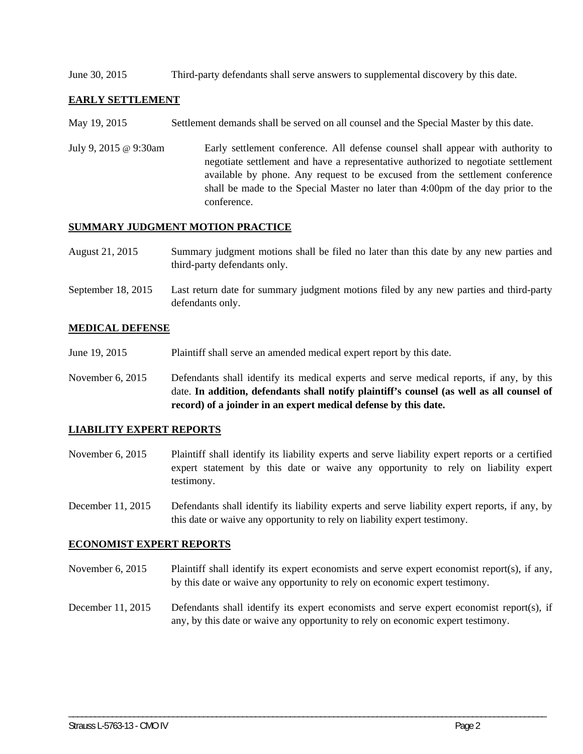June 30, 2015 Third-party defendants shall serve answers to supplemental discovery by this date.

## EARLY SETTLEMENT

May 19, 2015 Settlement demands shall be served on all counsel and the Special Master by this date.

July 9, 2015 @ 9:30am Early settlement conference. All defense counsel shall appear with authority to negotiate settlement and have a representative authorized to negotiate settlement available by phone. Any request to be excused from the settlement conference shall be made to the Special Master no later than 4:00pm of the day prior to the conference.

## SUMMARY JUDGMENT MOTION PRACTICE

August 21, 2015 Summary judgment motions shall be filed no later than this date by any new parties and third-party defendants only.

September 18, 2015 Last return date for summary judgment motions filed by any new parties and third-party defendants only.

## MEDICAL DEFENSE

June 19, 2015 Plaintiff shall serve an amended medical expert report by this date.

November 6, 2015 Defendants shall identify its medical experts and serve medical reports, if any, by this date. **In addition, defendants shall notify plaintiff's counsel (as well as all counsel of record) of a joinder in an expert medical defense by this date.**

## LIABILITY EXPERT REPORTS

November 6, 2015 Plaintiff shall identify its liability experts and serve liability expert reports or a certified expert statement by this date or waive any opportunity to rely on liability expert testimony.

December 11, 2015 Defendants shall identify its liability experts and serve liability expert reports, if any, by this date or waive any opportunity to rely on liability expert testimony.

## ECONOMIST EXPERT REPORTS

November 6, 2015 Plaintiff shall identify its expert economists and serve expert economist report(s), if any, by this date or waive any opportunity to rely on economic expert testimony.

December 11, 2015 Defendants shall identify its expert economists and serve expert economist report(s), if any, by this date or waive any opportunity to rely on economic expert testimony.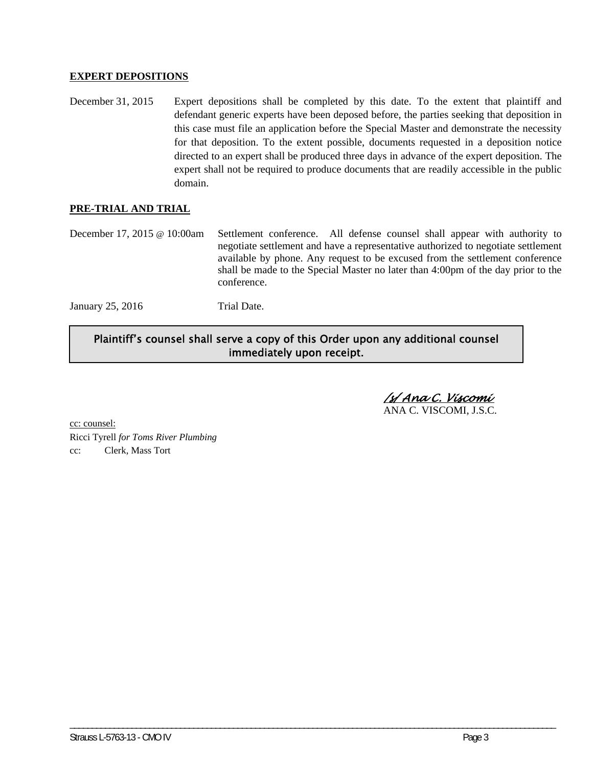**EXPERT DEPOSITIONS**

| | |
|---|---|
| December 31, 2015 | Expert depositions shall be completed by this date. To the extent that plaintiff and defendant generic experts have been deposed before, the parties seeking that deposition in this case must file an application before the Special Master and demonstrate the necessity for that deposition. To the extent possible, documents requested in a deposition notice directed to an expert shall be produced three days in advance of the expert deposition. The expert shall not be required to produce documents that are readily accessible in the public domain. |

**PRE-TRIAL AND TRIAL**

| | |
|---|---|
| December 17, 2015 @ 10:00am | Settlement conference. All defense counsel shall appear with authority to negotiate settlement and have a representative authorized to negotiate settlement available by phone. Any request to be excused from the settlement conference shall be made to the Special Master no later than 4:00pm of the day prior to the conference. |
| January 25, 2016 | Trial Date. |

**Plaintiff's counsel shall serve a copy of this Order upon any additional counsel immediately upon receipt.**

*/s/ Ana C. Viscomi*
ANA C. VISCOMI, J.S.C.

cc: counsel:
Ricci Tyrell *for Toms River Plumbing*
cc: Clerk, Mass Tort